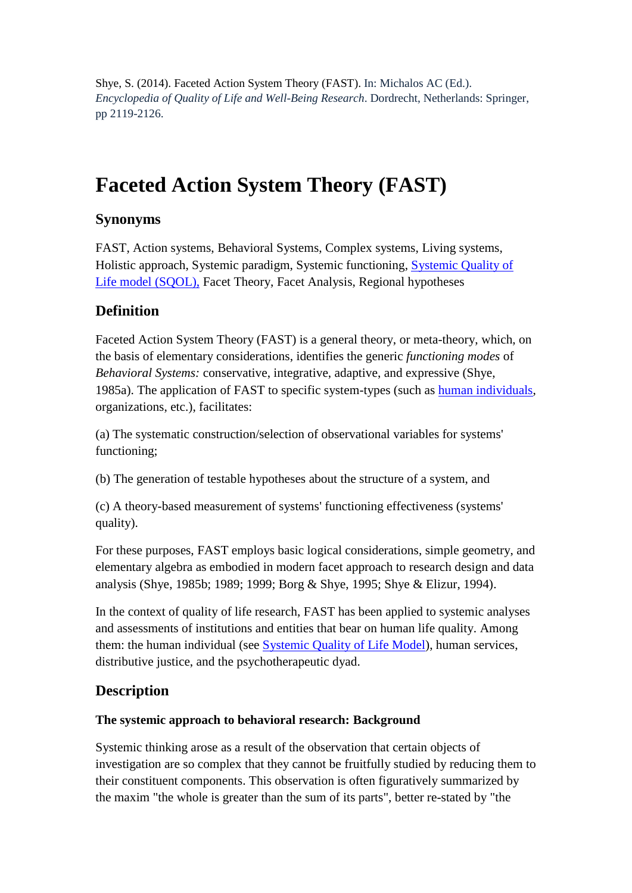Shye, S. (2014). Faceted Action System Theory (FAST). In: Michalos AC (Ed.). *Encyclopedia of Quality of Life and Well-Being Research*. Dordrecht, Netherlands: Springer, pp 2119-2126.

# Faceted Action System Theory (FAST)

## Synonyms

FAST, Action systems, Behavioral Systems, Complex systems, Living systems, Holistic approach, Systemic paradigm, Systemic functioning, Systemic Quality of Life model (SQOL), Facet Theory, Facet Analysis, Regional hypotheses

## Definition

Faceted Action System Theory (FAST) is a general theory, or meta-theory, which, on the basis of elementary considerations, identifies the generic *functioning modes* of *Behavioral Systems:* conservative, integrative, adaptive, and expressive (Shye, 1985a). The application of FAST to specific system-types (such as human individuals, organizations, etc.), facilitates:

(a) The systematic construction/selection of observational variables for systems' functioning;

(b) The generation of testable hypotheses about the structure of a system, and

(c) A theory-based measurement of systems' functioning effectiveness (systems' quality).

For these purposes, FAST employs basic logical considerations, simple geometry, and elementary algebra as embodied in modern facet approach to research design and data analysis (Shye, 1985b; 1989; 1999; Borg & Shye, 1995; Shye & Elizur, 1994).

In the context of quality of life research, FAST has been applied to systemic analyses and assessments of institutions and entities that bear on human life quality. Among them: the human individual (see Systemic Quality of Life Model), human services, distributive justice, and the psychotherapeutic dyad.

## Description

### The systemic approach to behavioral research: Background

Systemic thinking arose as a result of the observation that certain objects of investigation are so complex that they cannot be fruitfully studied by reducing them to their constituent components. This observation is often figuratively summarized by the maxim "the whole is greater than the sum of its parts", better re-stated by "the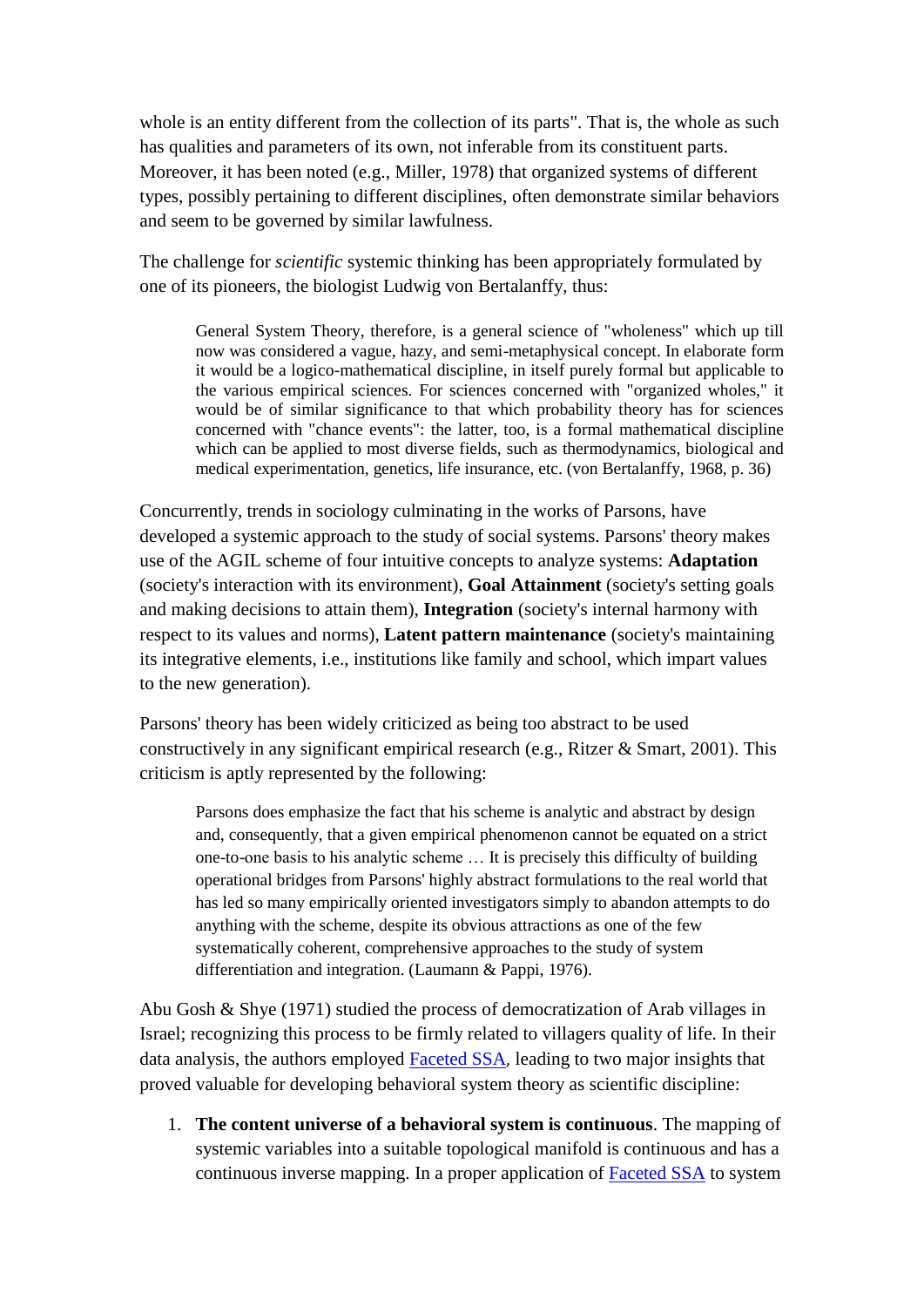whole is an entity different from the collection of its parts". That is, the whole as such has qualities and parameters of its own, not inferable from its constituent parts. Moreover, it has been noted (e.g., Miller, 1978) that organized systems of different types, possibly pertaining to different disciplines, often demonstrate similar behaviors and seem to be governed by similar lawfulness.

The challenge for *scientific* systemic thinking has been appropriately formulated by one of its pioneers, the biologist Ludwig von Bertalanffy, thus:

> General System Theory, therefore, is a general science of "wholeness" which up till now was considered a vague, hazy, and semi-metaphysical concept. In elaborate form it would be a logico-mathematical discipline, in itself purely formal but applicable to the various empirical sciences. For sciences concerned with "organized wholes," it would be of similar significance to that which probability theory has for sciences concerned with "chance events": the latter, too, is a formal mathematical discipline which can be applied to most diverse fields, such as thermodynamics, biological and medical experimentation, genetics, life insurance, etc. (von Bertalanffy, 1968, p. 36)

Concurrently, trends in sociology culminating in the works of Parsons, have developed a systemic approach to the study of social systems. Parsons' theory makes use of the AGIL scheme of four intuitive concepts to analyze systems: **Adaptation** (society's interaction with its environment), **Goal Attainment** (society's setting goals and making decisions to attain them), **Integration** (society's internal harmony with respect to its values and norms), **Latent pattern maintenance** (society's maintaining its integrative elements, i.e., institutions like family and school, which impart values to the new generation).

Parsons' theory has been widely criticized as being too abstract to be used constructively in any significant empirical research (e.g., Ritzer & Smart, 2001). This criticism is aptly represented by the following:

> Parsons does emphasize the fact that his scheme is analytic and abstract by design and, consequently, that a given empirical phenomenon cannot be equated on a strict one-to-one basis to his analytic scheme … It is precisely this difficulty of building operational bridges from Parsons' highly abstract formulations to the real world that has led so many empirically oriented investigators simply to abandon attempts to do anything with the scheme, despite its obvious attractions as one of the few systematically coherent, comprehensive approaches to the study of system differentiation and integration. (Laumann & Pappi, 1976).

Abu Gosh & Shye (1971) studied the process of democratization of Arab villages in Israel; recognizing this process to be firmly related to villagers quality of life. In their data analysis, the authors employed Faceted SSA, leading to two major insights that proved valuable for developing behavioral system theory as scientific discipline:

1. **The content universe of a behavioral system is continuous**. The mapping of systemic variables into a suitable topological manifold is continuous and has a continuous inverse mapping. In a proper application of Faceted SSA to system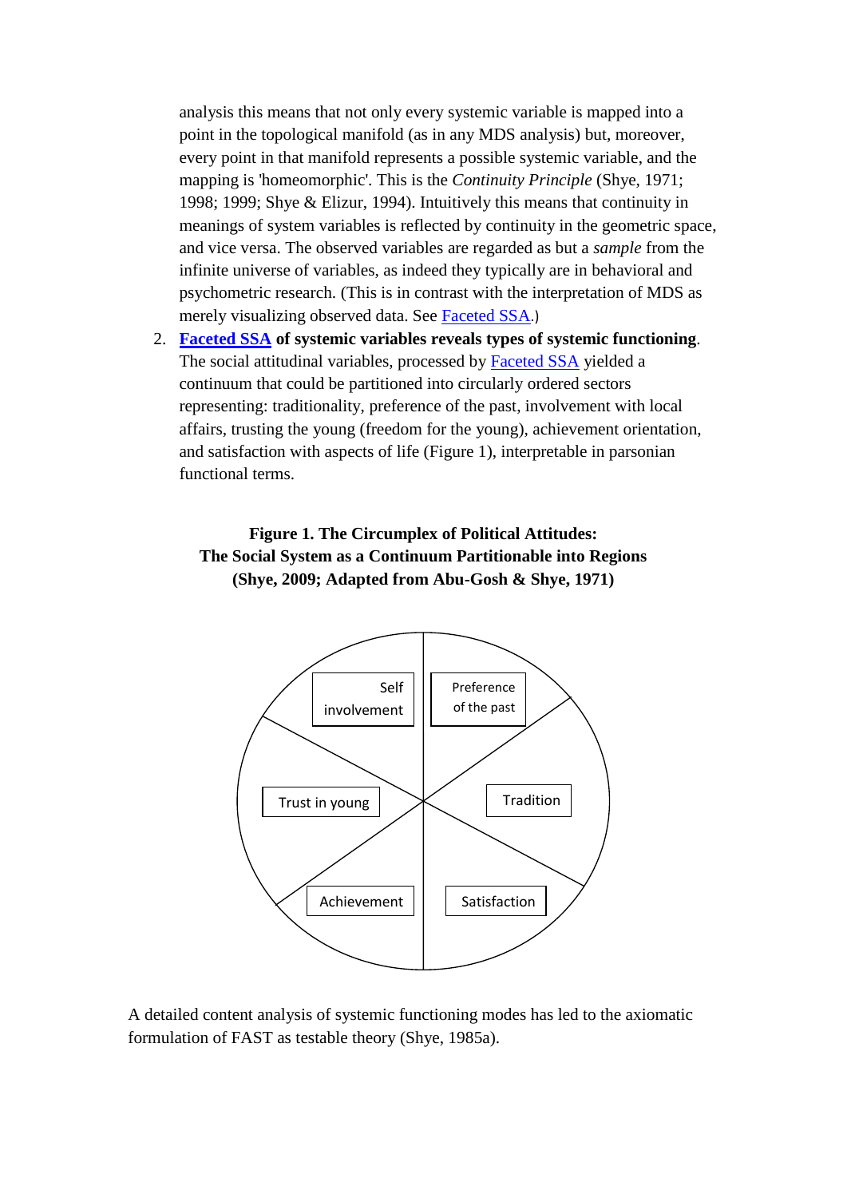analysis this means that not only every systemic variable is mapped into a point in the topological manifold (as in any MDS analysis) but, moreover, every point in that manifold represents a possible systemic variable, and the mapping is 'homeomorphic'. This is the *Continuity Principle* (Shye, 1971; 1998; 1999; Shye & Elizur, 1994). Intuitively this means that continuity in meanings of system variables is reflected by continuity in the geometric space, and vice versa. The observed variables are regarded as but a *sample* from the infinite universe of variables, as indeed they typically are in behavioral and psychometric research. (This is in contrast with the interpretation of MDS as merely visualizing observed data. See Faceted SSA.)

2. **Faceted SSA of systemic variables reveals types of systemic functioning**. The social attitudinal variables, processed by Faceted SSA yielded a continuum that could be partitioned into circularly ordered sectors representing: traditionality, preference of the past, involvement with local affairs, trusting the young (freedom for the young), achievement orientation, and satisfaction with aspects of life (Figure 1), interpretable in parsonian functional terms.

**Figure 1. The Circumplex of Political Attitudes:**
**The Social System as a Continuum Partitionable into Regions**
**(Shye, 2009; Adapted from Abu-Gosh & Shye, 1971)**

Self involvement | Preference of the past | Tradition | Satisfaction | Achievement | Trust in young

A detailed content analysis of systemic functioning modes has led to the axiomatic formulation of FAST as testable theory (Shye, 1985a).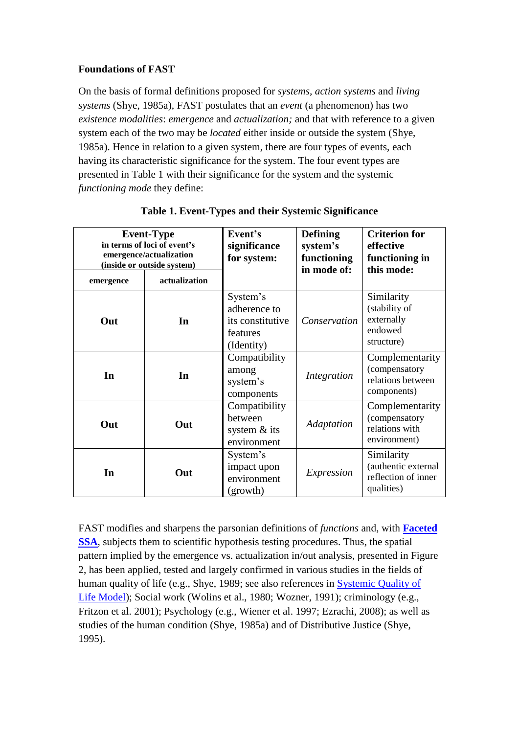**Foundations of FAST**

On the basis of formal definitions proposed for *systems*, *action systems* and *living systems* (Shye, 1985a), FAST postulates that an *event* (a phenomenon) has two *existence modalities*: *emergence* and *actualization;* and that with reference to a given system each of the two may be *located* either inside or outside the system (Shye, 1985a). Hence in relation to a given system, there are four types of events, each having its characteristic significance for the system. The four event types are presented in Table 1 with their significance for the system and the systemic *functioning mode* they define:

**Table 1. Event-Types and their Systemic Significance**

| **Event-Type** in terms of loci of event's emergence/actualization (inside or outside system) | | **Event's significance for system:** | **Defining system's functioning in mode of:** | **Criterion for effective functioning in this mode:** |
|---|---|---|---|---|
| **emergence** | **actualization** | | | |
| **Out** | **In** | System's adherence to its constitutive features (Identity) | *Conservation* | Similarity (stability of externally endowed structure) |
| **In** | **In** | Compatibility among system's components | *Integration* | Complementarity (compensatory relations between components) |
| **Out** | **Out** | Compatibility between system & its environment | *Adaptation* | Complementarity (compensatory relations with environment) |
| **In** | **Out** | System's impact upon environment (growth) | *Expression* | Similarity (authentic external reflection of inner qualities) |

FAST modifies and sharpens the parsonian definitions of *functions* and, with **Faceted SSA**, subjects them to scientific hypothesis testing procedures. Thus, the spatial pattern implied by the emergence vs. actualization in/out analysis, presented in Figure 2, has been applied, tested and largely confirmed in various studies in the fields of human quality of life (e.g., Shye, 1989; see also references in Systemic Quality of Life Model); Social work (Wolins et al., 1980; Wozner, 1991); criminology (e.g., Fritzon et al. 2001); Psychology (e.g., Wiener et al. 1997; Ezrachi, 2008); as well as studies of the human condition (Shye, 1985a) and of Distributive Justice (Shye, 1995).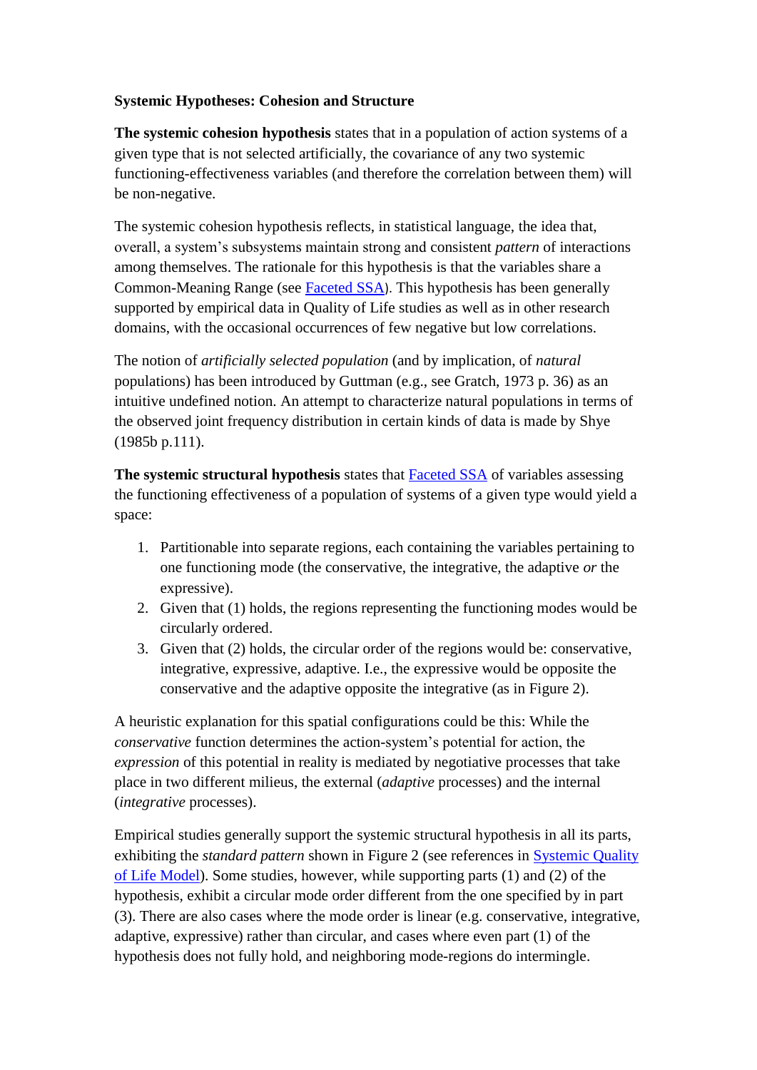**Systemic Hypotheses: Cohesion and Structure**

**The systemic cohesion hypothesis** states that in a population of action systems of a given type that is not selected artificially, the covariance of any two systemic functioning-effectiveness variables (and therefore the correlation between them) will be non-negative.

The systemic cohesion hypothesis reflects, in statistical language, the idea that, overall, a system's subsystems maintain strong and consistent *pattern* of interactions among themselves. The rationale for this hypothesis is that the variables share a Common-Meaning Range (see Faceted SSA). This hypothesis has been generally supported by empirical data in Quality of Life studies as well as in other research domains, with the occasional occurrences of few negative but low correlations.

The notion of *artificially selected population* (and by implication, of *natural* populations) has been introduced by Guttman (e.g., see Gratch, 1973 p. 36) as an intuitive undefined notion. An attempt to characterize natural populations in terms of the observed joint frequency distribution in certain kinds of data is made by Shye (1985b p.111).

**The systemic structural hypothesis** states that Faceted SSA of variables assessing the functioning effectiveness of a population of systems of a given type would yield a space:

1. Partitionable into separate regions, each containing the variables pertaining to one functioning mode (the conservative, the integrative, the adaptive *or* the expressive).
2. Given that (1) holds, the regions representing the functioning modes would be circularly ordered.
3. Given that (2) holds, the circular order of the regions would be: conservative, integrative, expressive, adaptive. I.e., the expressive would be opposite the conservative and the adaptive opposite the integrative (as in Figure 2).

A heuristic explanation for this spatial configurations could be this: While the *conservative* function determines the action-system's potential for action, the *expression* of this potential in reality is mediated by negotiative processes that take place in two different milieus, the external (*adaptive* processes) and the internal (*integrative* processes).

Empirical studies generally support the systemic structural hypothesis in all its parts, exhibiting the *standard pattern* shown in Figure 2 (see references in Systemic Quality of Life Model). Some studies, however, while supporting parts (1) and (2) of the hypothesis, exhibit a circular mode order different from the one specified by in part (3). There are also cases where the mode order is linear (e.g. conservative, integrative, adaptive, expressive) rather than circular, and cases where even part (1) of the hypothesis does not fully hold, and neighboring mode-regions do intermingle.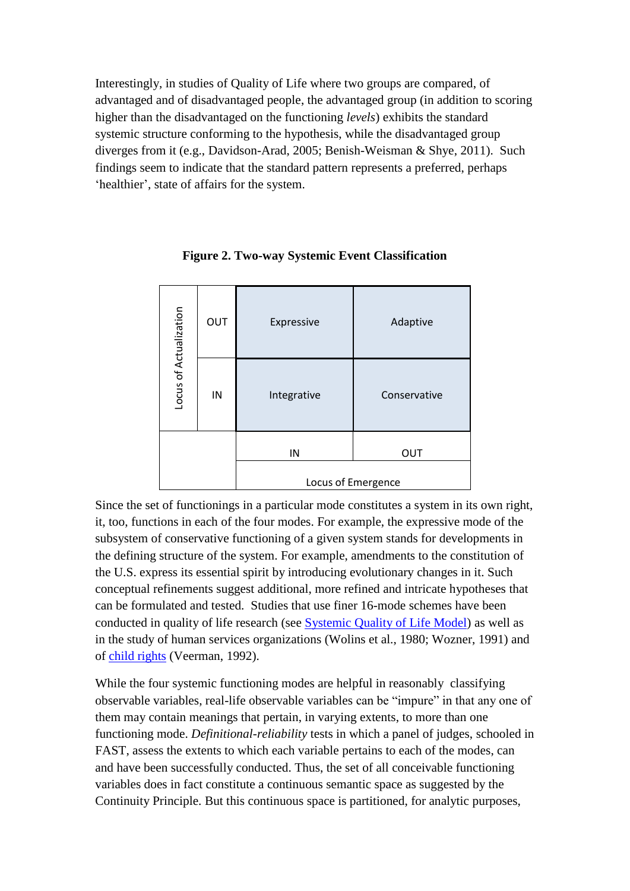Interestingly, in studies of Quality of Life where two groups are compared, of advantaged and of disadvantaged people, the advantaged group (in addition to scoring higher than the disadvantaged on the functioning *levels*) exhibits the standard systemic structure conforming to the hypothesis, while the disadvantaged group diverges from it (e.g., Davidson-Arad, 2005; Benish-Weisman & Shye, 2011). Such findings seem to indicate that the standard pattern represents a preferred, perhaps 'healthier', state of affairs for the system.

**Figure 2. Two-way Systemic Event Classification**

| Locus of Actualization | | | |
|---|---|---|---|
| | OUT | Expressive | Adaptive |
| | IN | Integrative | Conservative |
| | | IN | OUT |
| | | Locus of Emergence | |

Since the set of functionings in a particular mode constitutes a system in its own right, it, too, functions in each of the four modes. For example, the expressive mode of the subsystem of conservative functioning of a given system stands for developments in the defining structure of the system. For example, amendments to the constitution of the U.S. express its essential spirit by introducing evolutionary changes in it. Such conceptual refinements suggest additional, more refined and intricate hypotheses that can be formulated and tested. Studies that use finer 16-mode schemes have been conducted in quality of life research (see Systemic Quality of Life Model) as well as in the study of human services organizations (Wolins et al., 1980; Wozner, 1991) and of child rights (Veerman, 1992).

While the four systemic functioning modes are helpful in reasonably classifying observable variables, real-life observable variables can be "impure" in that any one of them may contain meanings that pertain, in varying extents, to more than one functioning mode. *Definitional-reliability* tests in which a panel of judges, schooled in FAST, assess the extents to which each variable pertains to each of the modes, can and have been successfully conducted. Thus, the set of all conceivable functioning variables does in fact constitute a continuous semantic space as suggested by the Continuity Principle. But this continuous space is partitioned, for analytic purposes,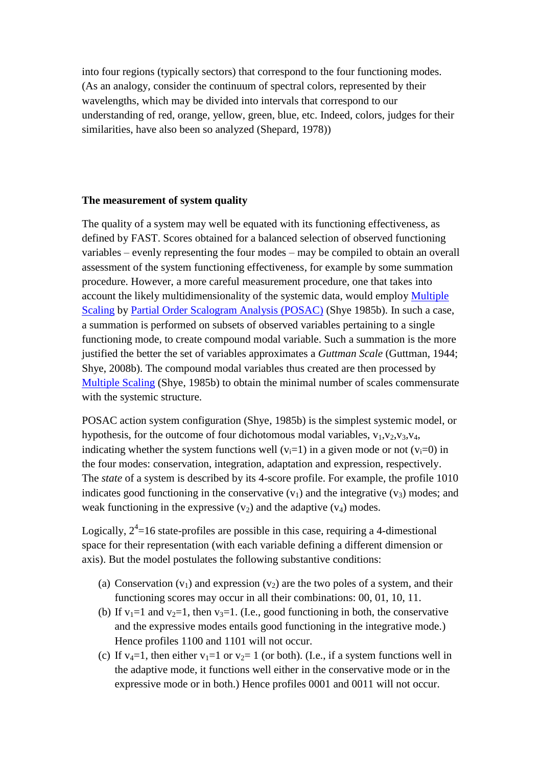into four regions (typically sectors) that correspond to the four functioning modes. (As an analogy, consider the continuum of spectral colors, represented by their wavelengths, which may be divided into intervals that correspond to our understanding of red, orange, yellow, green, blue, etc. Indeed, colors, judges for their similarities, have also been so analyzed (Shepard, 1978))

**The measurement of system quality**

The quality of a system may well be equated with its functioning effectiveness, as defined by FAST. Scores obtained for a balanced selection of observed functioning variables – evenly representing the four modes – may be compiled to obtain an overall assessment of the system functioning effectiveness, for example by some summation procedure. However, a more careful measurement procedure, one that takes into account the likely multidimensionality of the systemic data, would employ Multiple Scaling by Partial Order Scalogram Analysis (POSAC) (Shye 1985b). In such a case, a summation is performed on subsets of observed variables pertaining to a single functioning mode, to create compound modal variable. Such a summation is the more justified the better the set of variables approximates a *Guttman Scale* (Guttman, 1944; Shye, 2008b). The compound modal variables thus created are then processed by Multiple Scaling (Shye, 1985b) to obtain the minimal number of scales commensurate with the systemic structure.

POSAC action system configuration (Shye, 1985b) is the simplest systemic model, or hypothesis, for the outcome of four dichotomous modal variables, $v_1, v_2, v_3, v_4$, indicating whether the system functions well ($v_i=1$) in a given mode or not ($v_i=0$) in the four modes: conservation, integration, adaptation and expression, respectively. The *state* of a system is described by its 4-score profile. For example, the profile 1010 indicates good functioning in the conservative ($v_1$) and the integrative ($v_3$) modes; and weak functioning in the expressive ($v_2$) and the adaptive ($v_4$) modes.

Logically, $2^4=16$ state-profiles are possible in this case, requiring a 4-dimestional space for their representation (with each variable defining a different dimension or axis). But the model postulates the following substantive conditions:

(a) Conservation ($v_1$) and expression ($v_2$) are the two poles of a system, and their functioning scores may occur in all their combinations: 00, 01, 10, 11.
(b) If $v_1=1$ and $v_2=1$, then $v_3=1$. (I.e., good functioning in both, the conservative and the expressive modes entails good functioning in the integrative mode.) Hence profiles 1100 and 1101 will not occur.
(c) If $v_4=1$, then either $v_1=1$ or $v_2= 1$ (or both). (I.e., if a system functions well in the adaptive mode, it functions well either in the conservative mode or in the expressive mode or in both.) Hence profiles 0001 and 0011 will not occur.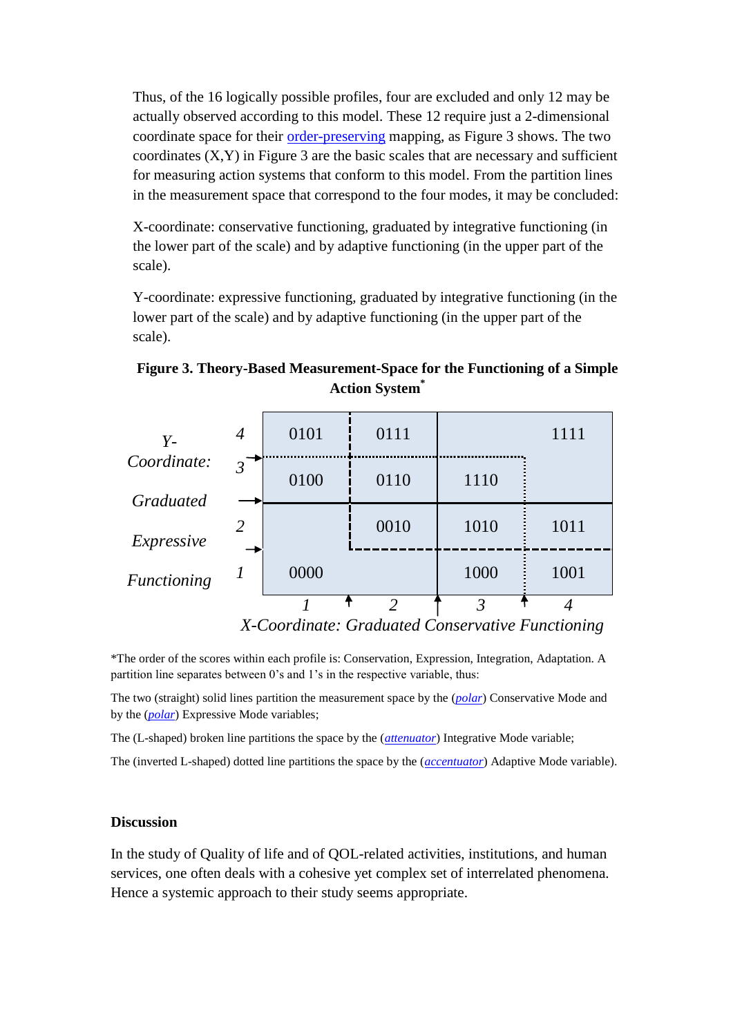Thus, of the 16 logically possible profiles, four are excluded and only 12 may be actually observed according to this model. These 12 require just a 2-dimensional coordinate space for their order-preserving mapping, as Figure 3 shows. The two coordinates (X,Y) in Figure 3 are the basic scales that are necessary and sufficient for measuring action systems that conform to this model. From the partition lines in the measurement space that correspond to the four modes, it may be concluded:

X-coordinate: conservative functioning, graduated by integrative functioning (in the lower part of the scale) and by adaptive functioning (in the upper part of the scale).

Y-coordinate: expressive functioning, graduated by integrative functioning (in the lower part of the scale) and by adaptive functioning (in the upper part of the scale).

**Figure 3. Theory-Based Measurement-Space for the Functioning of a Simple Action System***

| *Y-Coordinate: Graduated Expressive Functioning* | 1 | 2 | 3 | 4 |
|---|---|---|---|---|
| 4 | 0101 | 0111 | | 1111 |
| 3 | 0100 | 0110 | 1110 | |
| 2 | | 0010 | 1010 | 1011 |
| 1 | 0000 | | 1000 | 1001 |

*X-Coordinate: Graduated Conservative Functioning*

*The order of the scores within each profile is: Conservation, Expression, Integration, Adaptation. A partition line separates between 0's and 1's in the respective variable, thus:

The two (straight) solid lines partition the measurement space by the (*polar*) Conservative Mode and by the (*polar*) Expressive Mode variables;

The (L-shaped) broken line partitions the space by the (*attenuator*) Integrative Mode variable;

The (inverted L-shaped) dotted line partitions the space by the (*accentuator*) Adaptive Mode variable).

## Discussion

In the study of Quality of life and of QOL-related activities, institutions, and human services, one often deals with a cohesive yet complex set of interrelated phenomena. Hence a systemic approach to their study seems appropriate.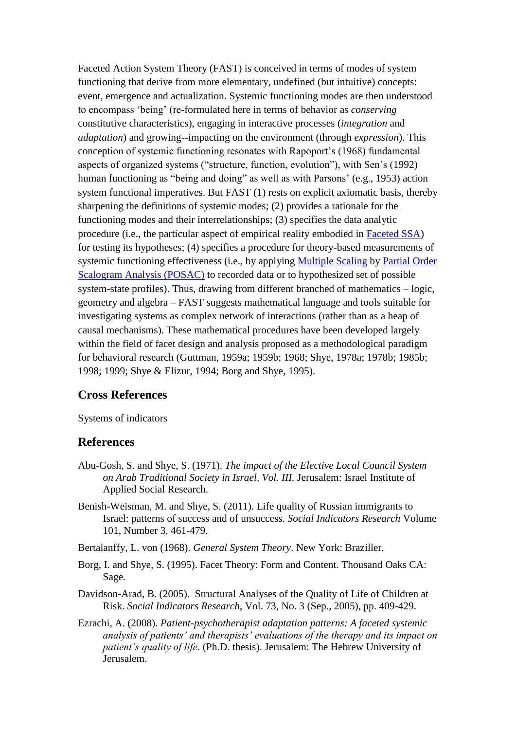Faceted Action System Theory (FAST) is conceived in terms of modes of system functioning that derive from more elementary, undefined (but intuitive) concepts: event, emergence and actualization. Systemic functioning modes are then understood to encompass 'being' (re-formulated here in terms of behavior as *conserving* constitutive characteristics), engaging in interactive processes (*integration* and *adaptation*) and growing--impacting on the environment (through *expression*). This conception of systemic functioning resonates with Rapoport's (1968) fundamental aspects of organized systems ("structure, function, evolution"), with Sen's (1992) human functioning as "being and doing" as well as with Parsons' (e.g., 1953) action system functional imperatives. But FAST (1) rests on explicit axiomatic basis, thereby sharpening the definitions of systemic modes; (2) provides a rationale for the functioning modes and their interrelationships; (3) specifies the data analytic procedure (i.e., the particular aspect of empirical reality embodied in Faceted SSA) for testing its hypotheses; (4) specifies a procedure for theory-based measurements of systemic functioning effectiveness (i.e., by applying Multiple Scaling by Partial Order Scalogram Analysis (POSAC) to recorded data or to hypothesized set of possible system-state profiles). Thus, drawing from different branched of mathematics – logic, geometry and algebra – FAST suggests mathematical language and tools suitable for investigating systems as complex network of interactions (rather than as a heap of causal mechanisms). These mathematical procedures have been developed largely within the field of facet design and analysis proposed as a methodological paradigm for behavioral research (Guttman, 1959a; 1959b; 1968; Shye, 1978a; 1978b; 1985b; 1998; 1999; Shye & Elizur, 1994; Borg and Shye, 1995).

## Cross References

Systems of indicators

## References

Abu-Gosh, S. and Shye, S. (1971). *The impact of the Elective Local Council System on Arab Traditional Society in Israel, Vol. III.* Jerusalem: Israel Institute of Applied Social Research.

Benish-Weisman, M. and Shye, S. (2011). Life quality of Russian immigrants to Israel: patterns of success and of unsuccess. *Social Indicators Research* Volume 101, Number 3, 461-479.

Bertalanffy, L. von (1968). *General System Theory*. New York: Braziller.

Borg, I. and Shye, S. (1995). Facet Theory: Form and Content. Thousand Oaks CA: Sage.

Davidson-Arad, B. (2005). Structural Analyses of the Quality of Life of Children at Risk. *Social Indicators Research*, Vol. 73, No. 3 (Sep., 2005), pp. 409-429.

Ezrachi, A. (2008). *Patient-psychotherapist adaptation patterns: A faceted systemic analysis of patients' and therapists' evaluations of the therapy and its impact on patient's quality of life*. (Ph.D. thesis). Jerusalem: The Hebrew University of Jerusalem.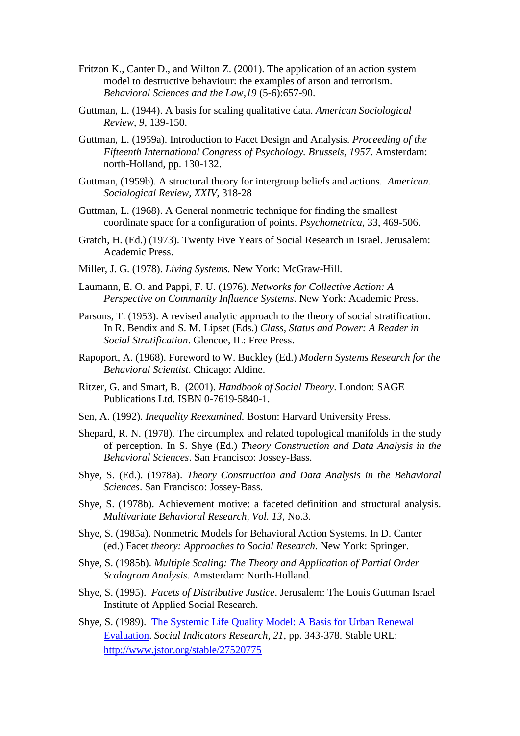Fritzon K., Canter D., and Wilton Z. (2001). The application of an action system model to destructive behaviour: the examples of arson and terrorism. *Behavioral Sciences and the Law,19* (5-6):657-90.

Guttman, L. (1944). A basis for scaling qualitative data. *American Sociological Review, 9*, 139-150.

Guttman, L. (1959a). Introduction to Facet Design and Analysis. *Proceeding of the Fifteenth International Congress of Psychology. Brussels, 1957*. Amsterdam: north-Holland, pp. 130-132.

Guttman, (1959b). A structural theory for intergroup beliefs and actions. *American. Sociological Review, XXIV*, 318-28

Guttman, L. (1968). A General nonmetric technique for finding the smallest coordinate space for a configuration of points. *Psychometrica*, 33, 469-506.

Gratch, H. (Ed.) (1973). Twenty Five Years of Social Research in Israel. Jerusalem: Academic Press.

Miller, J. G. (1978). *Living Systems.* New York: McGraw-Hill.

Laumann, E. O. and Pappi, F. U. (1976). *Networks for Collective Action: A Perspective on Community Influence Systems*. New York: Academic Press.

Parsons, T. (1953). A revised analytic approach to the theory of social stratification. In R. Bendix and S. M. Lipset (Eds.) *Class, Status and Power: A Reader in Social Stratification*. Glencoe, IL: Free Press.

Rapoport, A. (1968). Foreword to W. Buckley (Ed.) *Modern Systems Research for the Behavioral Scientist*. Chicago: Aldine.

Ritzer, G. and Smart, B. (2001). *Handbook of Social Theory*. London: SAGE Publications Ltd. ISBN 0-7619-5840-1.

Sen, A. (1992). *Inequality Reexamined.* Boston: Harvard University Press.

Shepard, R. N. (1978). The circumplex and related topological manifolds in the study of perception. In S. Shye (Ed.) *Theory Construction and Data Analysis in the Behavioral Sciences*. San Francisco: Jossey-Bass.

Shye, S. (Ed.). (1978a). *Theory Construction and Data Analysis in the Behavioral Sciences*. San Francisco: Jossey-Bass.

Shye, S. (1978b). Achievement motive: a faceted definition and structural analysis. *Multivariate Behavioral Research, Vol. 13*, No.3.

Shye, S. (1985a). Nonmetric Models for Behavioral Action Systems. In D. Canter (ed.) Facet *theory: Approaches to Social Research.* New York: Springer.

Shye, S. (1985b). *Multiple Scaling: The Theory and Application of Partial Order Scalogram Analysis.* Amsterdam: North-Holland.

Shye, S. (1995). *Facets of Distributive Justice*. Jerusalem: The Louis Guttman Israel Institute of Applied Social Research.

Shye, S. (1989). [The Systemic Life Quality Model: A Basis for Urban Renewal Evaluation](http://www.jstor.org/stable/27520775). *Social Indicators Research, 21*, pp. 343-378. Stable URL: http://www.jstor.org/stable/27520775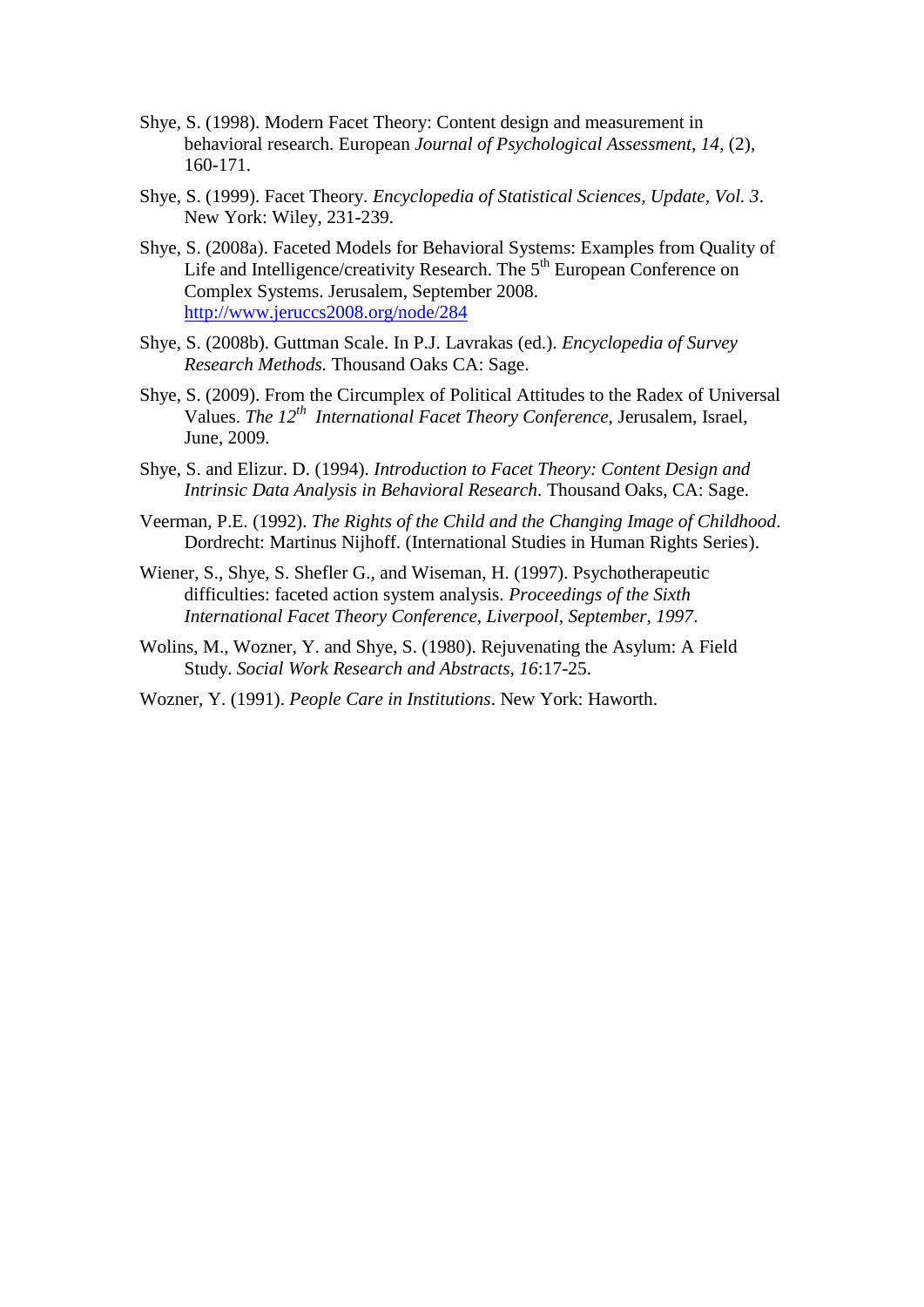Shye, S. (1998). Modern Facet Theory: Content design and measurement in behavioral research. European *Journal of Psychological Assessment, 14*, (2), 160-171.

Shye, S. (1999). Facet Theory. *Encyclopedia of Statistical Sciences, Update, Vol. 3*. New York: Wiley, 231-239.

Shye, S. (2008a). Faceted Models for Behavioral Systems: Examples from Quality of Life and Intelligence/creativity Research. The 5th European Conference on Complex Systems. Jerusalem, September 2008. http://www.jeruccs2008.org/node/284

Shye, S. (2008b). Guttman Scale. In P.J. Lavrakas (ed.). *Encyclopedia of Survey Research Methods.* Thousand Oaks CA: Sage.

Shye, S. (2009). From the Circumplex of Political Attitudes to the Radex of Universal Values. *The 12th International Facet Theory Conference*, Jerusalem, Israel, June, 2009.

Shye, S. and Elizur. D. (1994). *Introduction to Facet Theory: Content Design and Intrinsic Data Analysis in Behavioral Research*. Thousand Oaks, CA: Sage.

Veerman, P.E. (1992). *The Rights of the Child and the Changing Image of Childhood*. Dordrecht: Martinus Nijhoff. (International Studies in Human Rights Series).

Wiener, S., Shye, S. Shefler G., and Wiseman, H. (1997). Psychotherapeutic difficulties: faceted action system analysis. *Proceedings of the Sixth International Facet Theory Conference, Liverpool, September, 1997*.

Wolins, M., Wozner, Y. and Shye, S. (1980). Rejuvenating the Asylum: A Field Study. *Social Work Research and Abstracts, 16*:17-25.

Wozner, Y. (1991). *People Care in Institutions*. New York: Haworth.